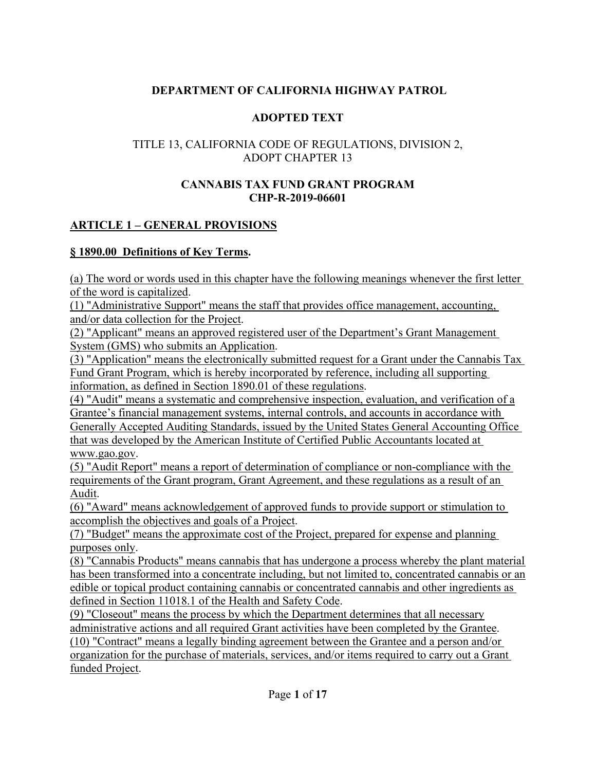**DEPARTMENT OF CALIFORNIA HIGHWAY PATROL**

**ADOPTED TEXT**

TITLE 13, CALIFORNIA CODE OF REGULATIONS, DIVISION 2, ADOPT CHAPTER 13

**CANNABIS TAX FUND GRANT PROGRAM**
**CHP-R-2019-06601**

## ARTICLE 1 – GENERAL PROVISIONS

### § 1890.00 Definitions of Key Terms.

(a) The word or words used in this chapter have the following meanings whenever the first letter of the word is capitalized.

(1) "Administrative Support" means the staff that provides office management, accounting, and/or data collection for the Project.

(2) "Applicant" means an approved registered user of the Department's Grant Management System (GMS) who submits an Application.

(3) "Application" means the electronically submitted request for a Grant under the Cannabis Tax Fund Grant Program, which is hereby incorporated by reference, including all supporting information, as defined in Section 1890.01 of these regulations.

(4) "Audit" means a systematic and comprehensive inspection, evaluation, and verification of a Grantee's financial management systems, internal controls, and accounts in accordance with Generally Accepted Auditing Standards, issued by the United States General Accounting Office that was developed by the American Institute of Certified Public Accountants located at www.gao.gov.

(5) "Audit Report" means a report of determination of compliance or non-compliance with the requirements of the Grant program, Grant Agreement, and these regulations as a result of an Audit.

(6) "Award" means acknowledgement of approved funds to provide support or stimulation to accomplish the objectives and goals of a Project.

(7) "Budget" means the approximate cost of the Project, prepared for expense and planning purposes only.

(8) "Cannabis Products" means cannabis that has undergone a process whereby the plant material has been transformed into a concentrate including, but not limited to, concentrated cannabis or an edible or topical product containing cannabis or concentrated cannabis and other ingredients as defined in Section 11018.1 of the Health and Safety Code.

(9) "Closeout" means the process by which the Department determines that all necessary administrative actions and all required Grant activities have been completed by the Grantee.

(10) "Contract" means a legally binding agreement between the Grantee and a person and/or organization for the purchase of materials, services, and/or items required to carry out a Grant funded Project.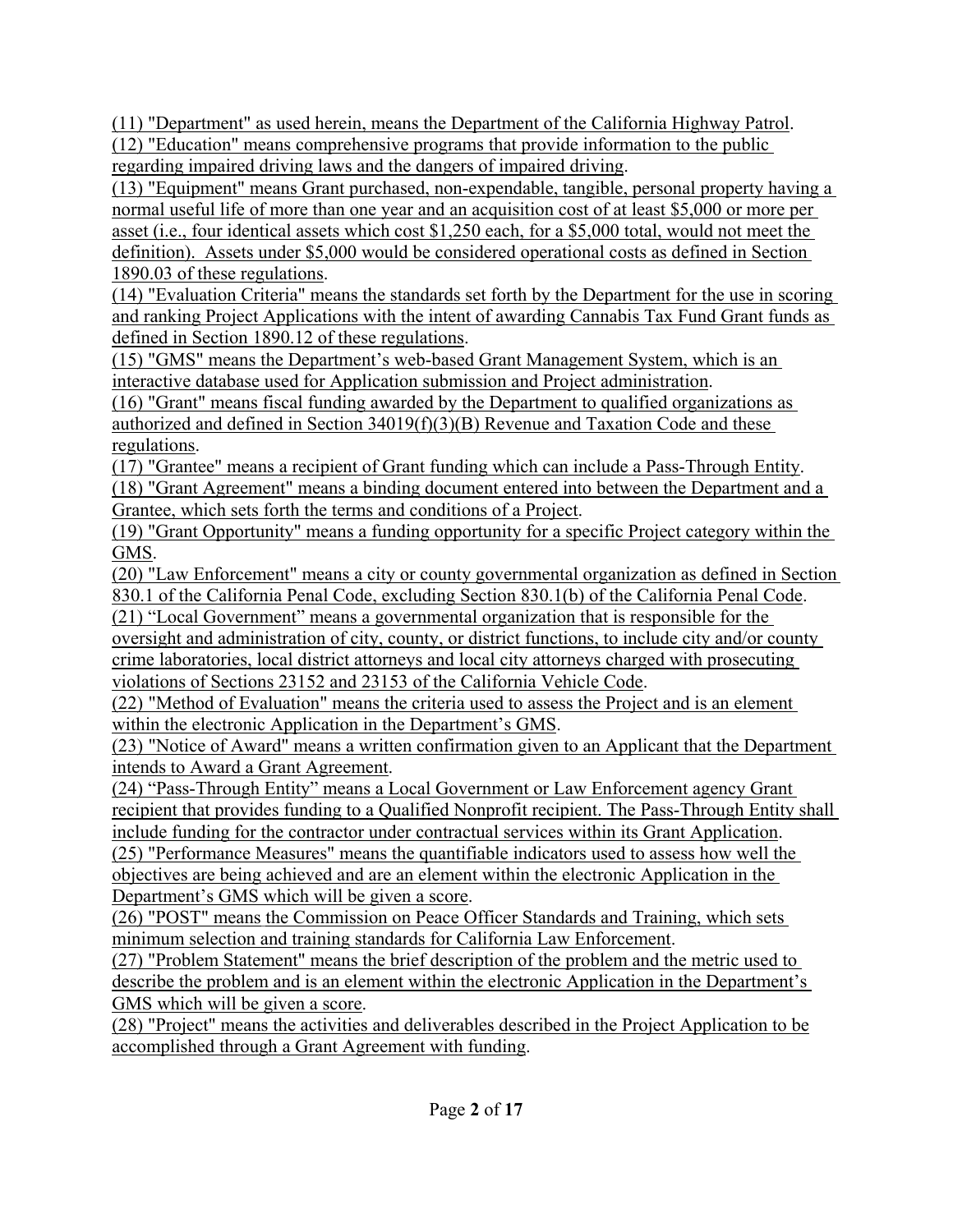(11) "Department" as used herein, means the Department of the California Highway Patrol.

(12) "Education" means comprehensive programs that provide information to the public regarding impaired driving laws and the dangers of impaired driving.

(13) "Equipment" means Grant purchased, non-expendable, tangible, personal property having a normal useful life of more than one year and an acquisition cost of at least $5,000 or more per asset (i.e., four identical assets which cost $1,250 each, for a $5,000 total, would not meet the definition). Assets under $5,000 would be considered operational costs as defined in Section 1890.03 of these regulations.

(14) "Evaluation Criteria" means the standards set forth by the Department for the use in scoring and ranking Project Applications with the intent of awarding Cannabis Tax Fund Grant funds as defined in Section 1890.12 of these regulations.

(15) "GMS" means the Department's web-based Grant Management System, which is an interactive database used for Application submission and Project administration.

(16) "Grant" means fiscal funding awarded by the Department to qualified organizations as authorized and defined in Section 34019(f)(3)(B) Revenue and Taxation Code and these regulations.

(17) "Grantee" means a recipient of Grant funding which can include a Pass-Through Entity.

(18) "Grant Agreement" means a binding document entered into between the Department and a Grantee, which sets forth the terms and conditions of a Project.

(19) "Grant Opportunity" means a funding opportunity for a specific Project category within the GMS.

(20) "Law Enforcement" means a city or county governmental organization as defined in Section 830.1 of the California Penal Code, excluding Section 830.1(b) of the California Penal Code.

(21) "Local Government" means a governmental organization that is responsible for the oversight and administration of city, county, or district functions, to include city and/or county crime laboratories, local district attorneys and local city attorneys charged with prosecuting violations of Sections 23152 and 23153 of the California Vehicle Code.

(22) "Method of Evaluation" means the criteria used to assess the Project and is an element within the electronic Application in the Department's GMS.

(23) "Notice of Award" means a written confirmation given to an Applicant that the Department intends to Award a Grant Agreement.

(24) "Pass-Through Entity" means a Local Government or Law Enforcement agency Grant recipient that provides funding to a Qualified Nonprofit recipient. The Pass-Through Entity shall include funding for the contractor under contractual services within its Grant Application.

(25) "Performance Measures" means the quantifiable indicators used to assess how well the objectives are being achieved and are an element within the electronic Application in the Department's GMS which will be given a score.

(26) "POST" means the Commission on Peace Officer Standards and Training, which sets minimum selection and training standards for California Law Enforcement.

(27) "Problem Statement" means the brief description of the problem and the metric used to describe the problem and is an element within the electronic Application in the Department's GMS which will be given a score.

(28) "Project" means the activities and deliverables described in the Project Application to be accomplished through a Grant Agreement with funding.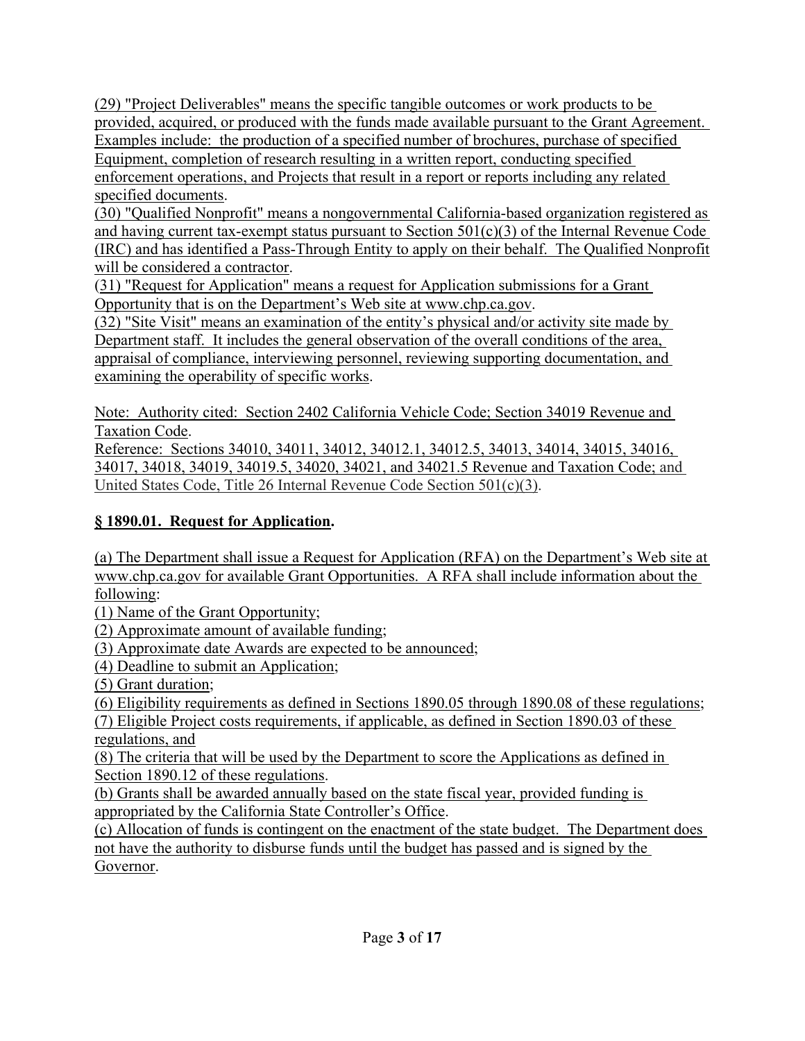(29) "Project Deliverables" means the specific tangible outcomes or work products to be provided, acquired, or produced with the funds made available pursuant to the Grant Agreement. Examples include: the production of a specified number of brochures, purchase of specified Equipment, completion of research resulting in a written report, conducting specified enforcement operations, and Projects that result in a report or reports including any related specified documents.

(30) "Qualified Nonprofit" means a nongovernmental California-based organization registered as and having current tax-exempt status pursuant to Section 501(c)(3) of the Internal Revenue Code (IRC) and has identified a Pass-Through Entity to apply on their behalf. The Qualified Nonprofit will be considered a contractor.

(31) "Request for Application" means a request for Application submissions for a Grant Opportunity that is on the Department's Web site at www.chp.ca.gov.

(32) "Site Visit" means an examination of the entity's physical and/or activity site made by Department staff. It includes the general observation of the overall conditions of the area, appraisal of compliance, interviewing personnel, reviewing supporting documentation, and examining the operability of specific works.

Note: Authority cited: Section 2402 California Vehicle Code; Section 34019 Revenue and Taxation Code.
Reference: Sections 34010, 34011, 34012, 34012.1, 34012.5, 34013, 34014, 34015, 34016, 34017, 34018, 34019, 34019.5, 34020, 34021, and 34021.5 Revenue and Taxation Code; and United States Code, Title 26 Internal Revenue Code Section 501(c)(3).

## § 1890.01. Request for Application.

(a) The Department shall issue a Request for Application (RFA) on the Department's Web site at www.chp.ca.gov for available Grant Opportunities. A RFA shall include information about the following:

(1) Name of the Grant Opportunity;

(2) Approximate amount of available funding;

(3) Approximate date Awards are expected to be announced;

(4) Deadline to submit an Application;

(5) Grant duration;

(6) Eligibility requirements as defined in Sections 1890.05 through 1890.08 of these regulations;

(7) Eligible Project costs requirements, if applicable, as defined in Section 1890.03 of these regulations, and

(8) The criteria that will be used by the Department to score the Applications as defined in Section 1890.12 of these regulations.

(b) Grants shall be awarded annually based on the state fiscal year, provided funding is appropriated by the California State Controller's Office.

(c) Allocation of funds is contingent on the enactment of the state budget. The Department does not have the authority to disburse funds until the budget has passed and is signed by the Governor.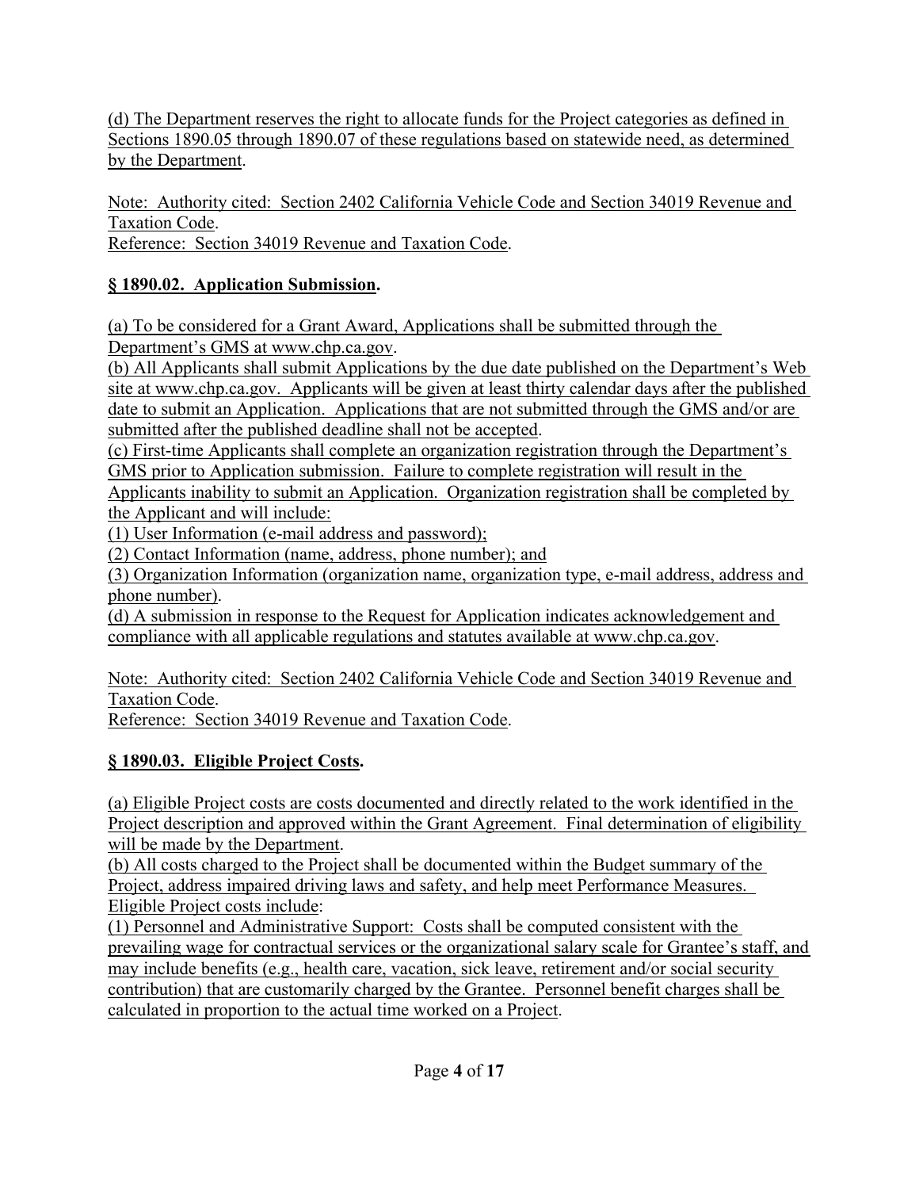(d) The Department reserves the right to allocate funds for the Project categories as defined in Sections 1890.05 through 1890.07 of these regulations based on statewide need, as determined by the Department.

Note: Authority cited: Section 2402 California Vehicle Code and Section 34019 Revenue and Taxation Code.
Reference: Section 34019 Revenue and Taxation Code.

### § 1890.02. Application Submission.

(a) To be considered for a Grant Award, Applications shall be submitted through the Department's GMS at www.chp.ca.gov.
(b) All Applicants shall submit Applications by the due date published on the Department's Web site at www.chp.ca.gov. Applicants will be given at least thirty calendar days after the published date to submit an Application. Applications that are not submitted through the GMS and/or are submitted after the published deadline shall not be accepted.
(c) First-time Applicants shall complete an organization registration through the Department's GMS prior to Application submission. Failure to complete registration will result in the Applicants inability to submit an Application. Organization registration shall be completed by the Applicant and will include:
(1) User Information (e-mail address and password);
(2) Contact Information (name, address, phone number); and
(3) Organization Information (organization name, organization type, e-mail address, address and phone number).
(d) A submission in response to the Request for Application indicates acknowledgement and compliance with all applicable regulations and statutes available at www.chp.ca.gov.

Note: Authority cited: Section 2402 California Vehicle Code and Section 34019 Revenue and Taxation Code.
Reference: Section 34019 Revenue and Taxation Code.

### § 1890.03. Eligible Project Costs.

(a) Eligible Project costs are costs documented and directly related to the work identified in the Project description and approved within the Grant Agreement. Final determination of eligibility will be made by the Department.
(b) All costs charged to the Project shall be documented within the Budget summary of the Project, address impaired driving laws and safety, and help meet Performance Measures. Eligible Project costs include:
(1) Personnel and Administrative Support: Costs shall be computed consistent with the prevailing wage for contractual services or the organizational salary scale for Grantee's staff, and may include benefits (e.g., health care, vacation, sick leave, retirement and/or social security contribution) that are customarily charged by the Grantee. Personnel benefit charges shall be calculated in proportion to the actual time worked on a Project.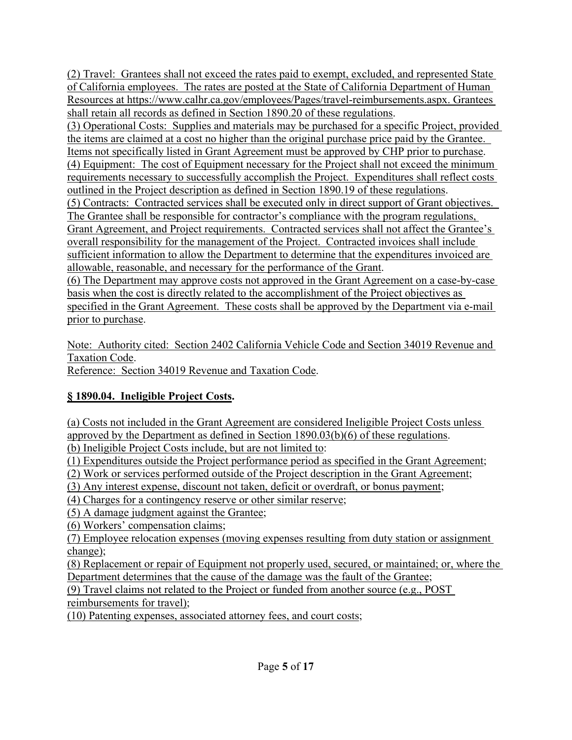(2) Travel: Grantees shall not exceed the rates paid to exempt, excluded, and represented State of California employees. The rates are posted at the State of California Department of Human Resources at https://www.calhr.ca.gov/employees/Pages/travel-reimbursements.aspx. Grantees shall retain all records as defined in Section 1890.20 of these regulations.
(3) Operational Costs: Supplies and materials may be purchased for a specific Project, provided the items are claimed at a cost no higher than the original purchase price paid by the Grantee. Items not specifically listed in Grant Agreement must be approved by CHP prior to purchase.
(4) Equipment: The cost of Equipment necessary for the Project shall not exceed the minimum requirements necessary to successfully accomplish the Project. Expenditures shall reflect costs outlined in the Project description as defined in Section 1890.19 of these regulations.
(5) Contracts: Contracted services shall be executed only in direct support of Grant objectives. The Grantee shall be responsible for contractor's compliance with the program regulations, Grant Agreement, and Project requirements. Contracted services shall not affect the Grantee's overall responsibility for the management of the Project. Contracted invoices shall include sufficient information to allow the Department to determine that the expenditures invoiced are allowable, reasonable, and necessary for the performance of the Grant.
(6) The Department may approve costs not approved in the Grant Agreement on a case-by-case basis when the cost is directly related to the accomplishment of the Project objectives as specified in the Grant Agreement. These costs shall be approved by the Department via e-mail prior to purchase.

Note: Authority cited: Section 2402 California Vehicle Code and Section 34019 Revenue and Taxation Code.
Reference: Section 34019 Revenue and Taxation Code.

**§ 1890.04. Ineligible Project Costs.**

(a) Costs not included in the Grant Agreement are considered Ineligible Project Costs unless approved by the Department as defined in Section 1890.03(b)(6) of these regulations.
(b) Ineligible Project Costs include, but are not limited to:
(1) Expenditures outside the Project performance period as specified in the Grant Agreement;
(2) Work or services performed outside of the Project description in the Grant Agreement;
(3) Any interest expense, discount not taken, deficit or overdraft, or bonus payment;
(4) Charges for a contingency reserve or other similar reserve;
(5) A damage judgment against the Grantee;
(6) Workers' compensation claims;
(7) Employee relocation expenses (moving expenses resulting from duty station or assignment change);
(8) Replacement or repair of Equipment not properly used, secured, or maintained; or, where the Department determines that the cause of the damage was the fault of the Grantee;
(9) Travel claims not related to the Project or funded from another source (e.g., POST reimbursements for travel);
(10) Patenting expenses, associated attorney fees, and court costs;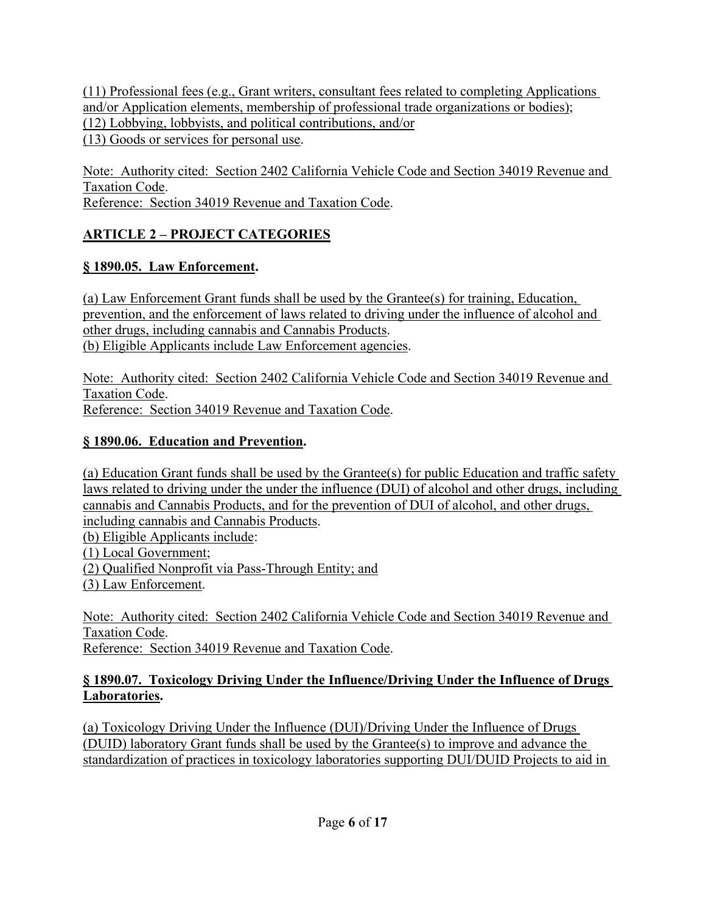(11) Professional fees (e.g., Grant writers, consultant fees related to completing Applications and/or Application elements, membership of professional trade organizations or bodies);
(12) Lobbying, lobbyists, and political contributions, and/or
(13) Goods or services for personal use.

Note: Authority cited: Section 2402 California Vehicle Code and Section 34019 Revenue and Taxation Code.
Reference: Section 34019 Revenue and Taxation Code.

## ARTICLE 2 – PROJECT CATEGORIES

### § 1890.05. Law Enforcement.

(a) Law Enforcement Grant funds shall be used by the Grantee(s) for training, Education, prevention, and the enforcement of laws related to driving under the influence of alcohol and other drugs, including cannabis and Cannabis Products.
(b) Eligible Applicants include Law Enforcement agencies.

Note: Authority cited: Section 2402 California Vehicle Code and Section 34019 Revenue and Taxation Code.
Reference: Section 34019 Revenue and Taxation Code.

### § 1890.06. Education and Prevention.

(a) Education Grant funds shall be used by the Grantee(s) for public Education and traffic safety laws related to driving under the under the influence (DUI) of alcohol and other drugs, including cannabis and Cannabis Products, and for the prevention of DUI of alcohol, and other drugs, including cannabis and Cannabis Products.
(b) Eligible Applicants include:
(1) Local Government;
(2) Qualified Nonprofit via Pass-Through Entity; and
(3) Law Enforcement.

Note: Authority cited: Section 2402 California Vehicle Code and Section 34019 Revenue and Taxation Code.
Reference: Section 34019 Revenue and Taxation Code.

### § 1890.07. Toxicology Driving Under the Influence/Driving Under the Influence of Drugs Laboratories.

(a) Toxicology Driving Under the Influence (DUI)/Driving Under the Influence of Drugs (DUID) laboratory Grant funds shall be used by the Grantee(s) to improve and advance the standardization of practices in toxicology laboratories supporting DUI/DUID Projects to aid in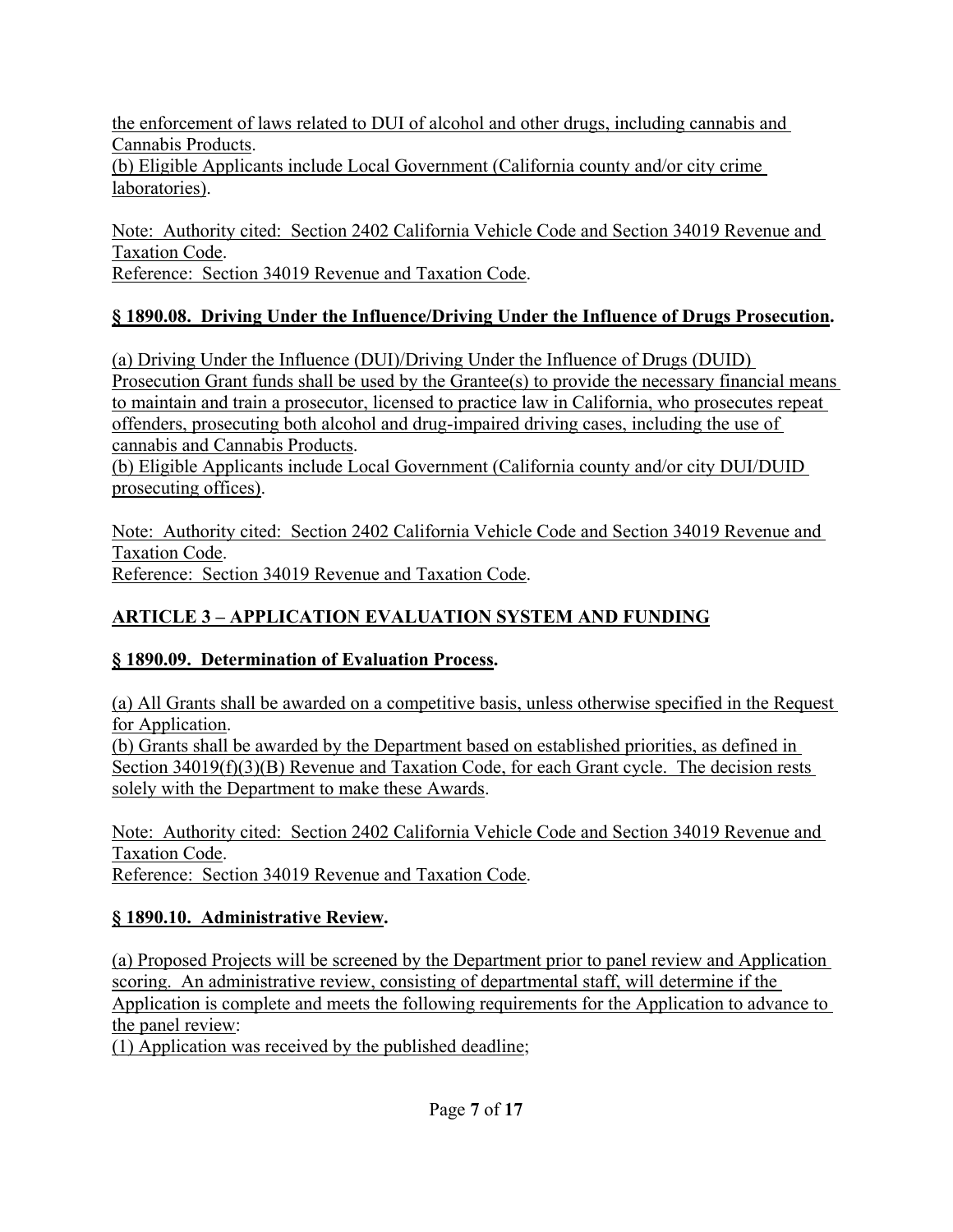the enforcement of laws related to DUI of alcohol and other drugs, including cannabis and Cannabis Products.
(b) Eligible Applicants include Local Government (California county and/or city crime laboratories).

Note: Authority cited: Section 2402 California Vehicle Code and Section 34019 Revenue and Taxation Code.
Reference: Section 34019 Revenue and Taxation Code.

### § 1890.08. Driving Under the Influence/Driving Under the Influence of Drugs Prosecution.

(a) Driving Under the Influence (DUI)/Driving Under the Influence of Drugs (DUID) Prosecution Grant funds shall be used by the Grantee(s) to provide the necessary financial means to maintain and train a prosecutor, licensed to practice law in California, who prosecutes repeat offenders, prosecuting both alcohol and drug-impaired driving cases, including the use of cannabis and Cannabis Products.
(b) Eligible Applicants include Local Government (California county and/or city DUI/DUID prosecuting offices).

Note: Authority cited: Section 2402 California Vehicle Code and Section 34019 Revenue and Taxation Code.
Reference: Section 34019 Revenue and Taxation Code.

## ARTICLE 3 – APPLICATION EVALUATION SYSTEM AND FUNDING

### § 1890.09. Determination of Evaluation Process.

(a) All Grants shall be awarded on a competitive basis, unless otherwise specified in the Request for Application.
(b) Grants shall be awarded by the Department based on established priorities, as defined in Section 34019(f)(3)(B) Revenue and Taxation Code, for each Grant cycle. The decision rests solely with the Department to make these Awards.

Note: Authority cited: Section 2402 California Vehicle Code and Section 34019 Revenue and Taxation Code.
Reference: Section 34019 Revenue and Taxation Code.

### § 1890.10. Administrative Review.

(a) Proposed Projects will be screened by the Department prior to panel review and Application scoring. An administrative review, consisting of departmental staff, will determine if the Application is complete and meets the following requirements for the Application to advance to the panel review:
(1) Application was received by the published deadline;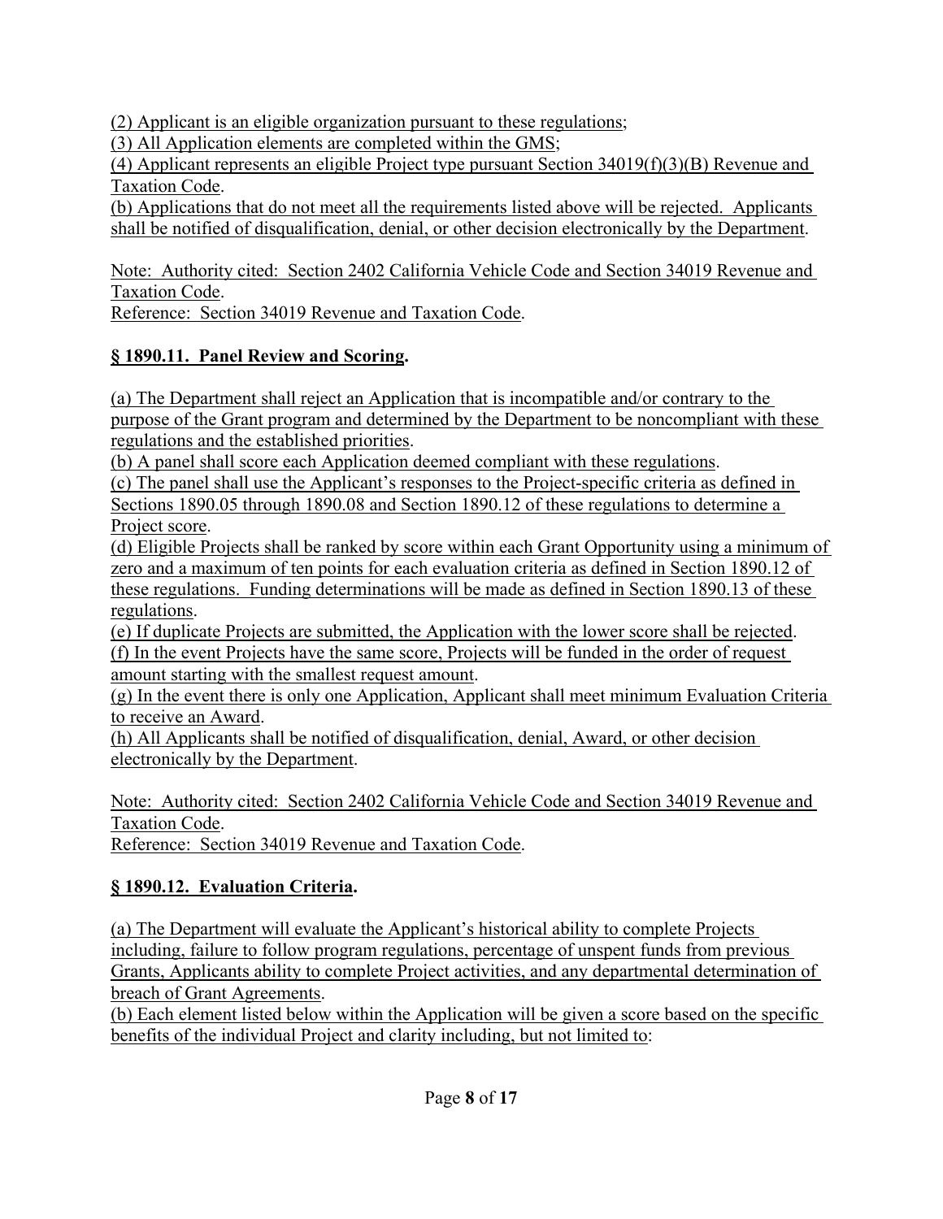(2) Applicant is an eligible organization pursuant to these regulations;
(3) All Application elements are completed within the GMS;
(4) Applicant represents an eligible Project type pursuant Section 34019(f)(3)(B) Revenue and Taxation Code.
(b) Applications that do not meet all the requirements listed above will be rejected. Applicants shall be notified of disqualification, denial, or other decision electronically by the Department.

Note: Authority cited: Section 2402 California Vehicle Code and Section 34019 Revenue and Taxation Code.
Reference: Section 34019 Revenue and Taxation Code.

## § 1890.11. Panel Review and Scoring.

(a) The Department shall reject an Application that is incompatible and/or contrary to the purpose of the Grant program and determined by the Department to be noncompliant with these regulations and the established priorities.
(b) A panel shall score each Application deemed compliant with these regulations.
(c) The panel shall use the Applicant's responses to the Project-specific criteria as defined in Sections 1890.05 through 1890.08 and Section 1890.12 of these regulations to determine a Project score.
(d) Eligible Projects shall be ranked by score within each Grant Opportunity using a minimum of zero and a maximum of ten points for each evaluation criteria as defined in Section 1890.12 of these regulations. Funding determinations will be made as defined in Section 1890.13 of these regulations.
(e) If duplicate Projects are submitted, the Application with the lower score shall be rejected.
(f) In the event Projects have the same score, Projects will be funded in the order of request amount starting with the smallest request amount.
(g) In the event there is only one Application, Applicant shall meet minimum Evaluation Criteria to receive an Award.
(h) All Applicants shall be notified of disqualification, denial, Award, or other decision electronically by the Department.

Note: Authority cited: Section 2402 California Vehicle Code and Section 34019 Revenue and Taxation Code.
Reference: Section 34019 Revenue and Taxation Code.

## § 1890.12. Evaluation Criteria.

(a) The Department will evaluate the Applicant's historical ability to complete Projects including, failure to follow program regulations, percentage of unspent funds from previous Grants, Applicants ability to complete Project activities, and any departmental determination of breach of Grant Agreements.
(b) Each element listed below within the Application will be given a score based on the specific benefits of the individual Project and clarity including, but not limited to: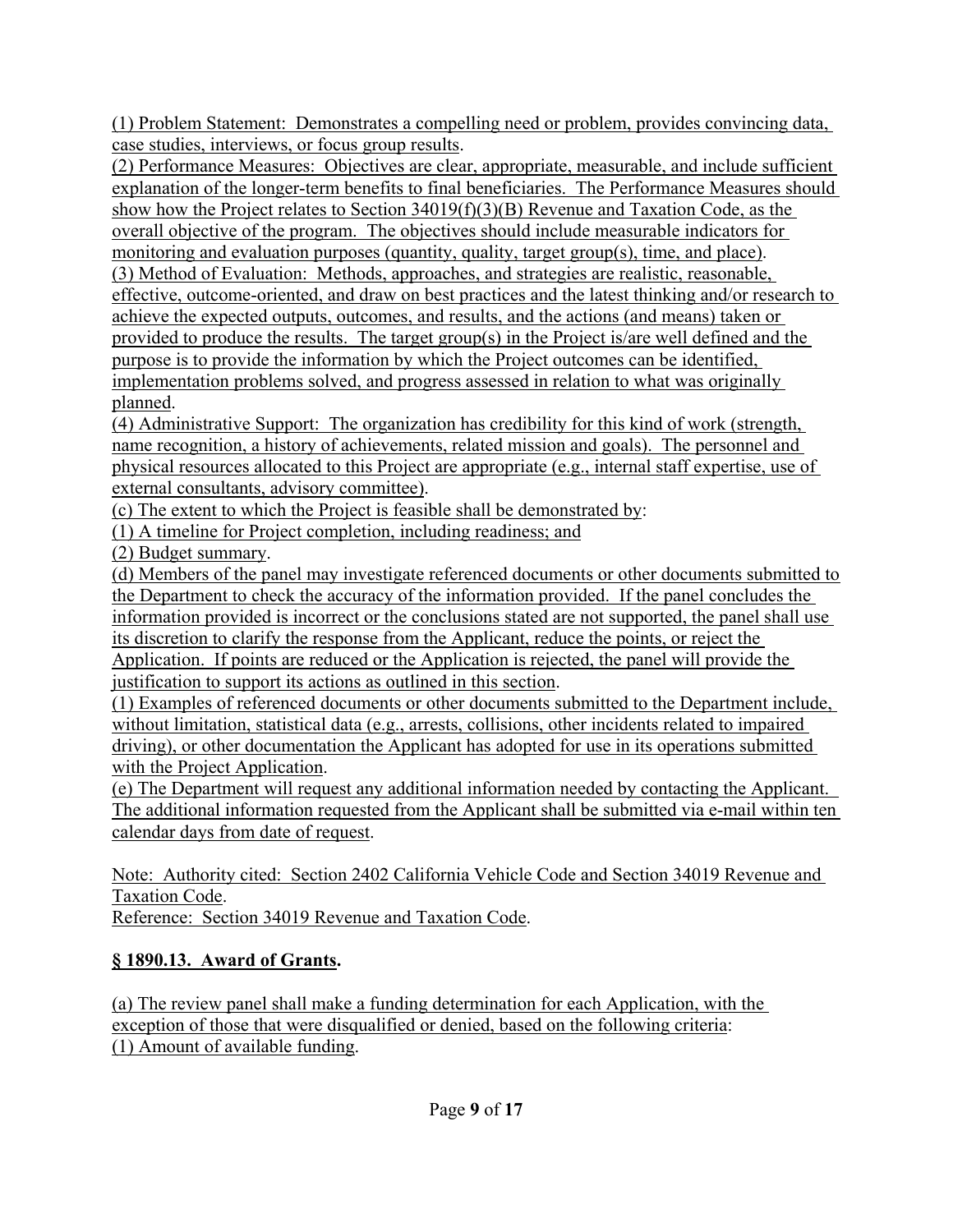(1) Problem Statement: Demonstrates a compelling need or problem, provides convincing data, case studies, interviews, or focus group results.
(2) Performance Measures: Objectives are clear, appropriate, measurable, and include sufficient explanation of the longer-term benefits to final beneficiaries. The Performance Measures should show how the Project relates to Section 34019(f)(3)(B) Revenue and Taxation Code, as the overall objective of the program. The objectives should include measurable indicators for monitoring and evaluation purposes (quantity, quality, target group(s), time, and place).
(3) Method of Evaluation: Methods, approaches, and strategies are realistic, reasonable, effective, outcome-oriented, and draw on best practices and the latest thinking and/or research to achieve the expected outputs, outcomes, and results, and the actions (and means) taken or provided to produce the results. The target group(s) in the Project is/are well defined and the purpose is to provide the information by which the Project outcomes can be identified, implementation problems solved, and progress assessed in relation to what was originally planned.
(4) Administrative Support: The organization has credibility for this kind of work (strength, name recognition, a history of achievements, related mission and goals). The personnel and physical resources allocated to this Project are appropriate (e.g., internal staff expertise, use of external consultants, advisory committee).
(c) The extent to which the Project is feasible shall be demonstrated by:
(1) A timeline for Project completion, including readiness; and
(2) Budget summary.
(d) Members of the panel may investigate referenced documents or other documents submitted to the Department to check the accuracy of the information provided. If the panel concludes the information provided is incorrect or the conclusions stated are not supported, the panel shall use its discretion to clarify the response from the Applicant, reduce the points, or reject the Application. If points are reduced or the Application is rejected, the panel will provide the justification to support its actions as outlined in this section.
(1) Examples of referenced documents or other documents submitted to the Department include, without limitation, statistical data (e.g., arrests, collisions, other incidents related to impaired driving), or other documentation the Applicant has adopted for use in its operations submitted with the Project Application.
(e) The Department will request any additional information needed by contacting the Applicant. The additional information requested from the Applicant shall be submitted via e-mail within ten calendar days from date of request.

Note: Authority cited: Section 2402 California Vehicle Code and Section 34019 Revenue and Taxation Code.
Reference: Section 34019 Revenue and Taxation Code.

## § 1890.13. Award of Grants.

(a) The review panel shall make a funding determination for each Application, with the exception of those that were disqualified or denied, based on the following criteria:
(1) Amount of available funding.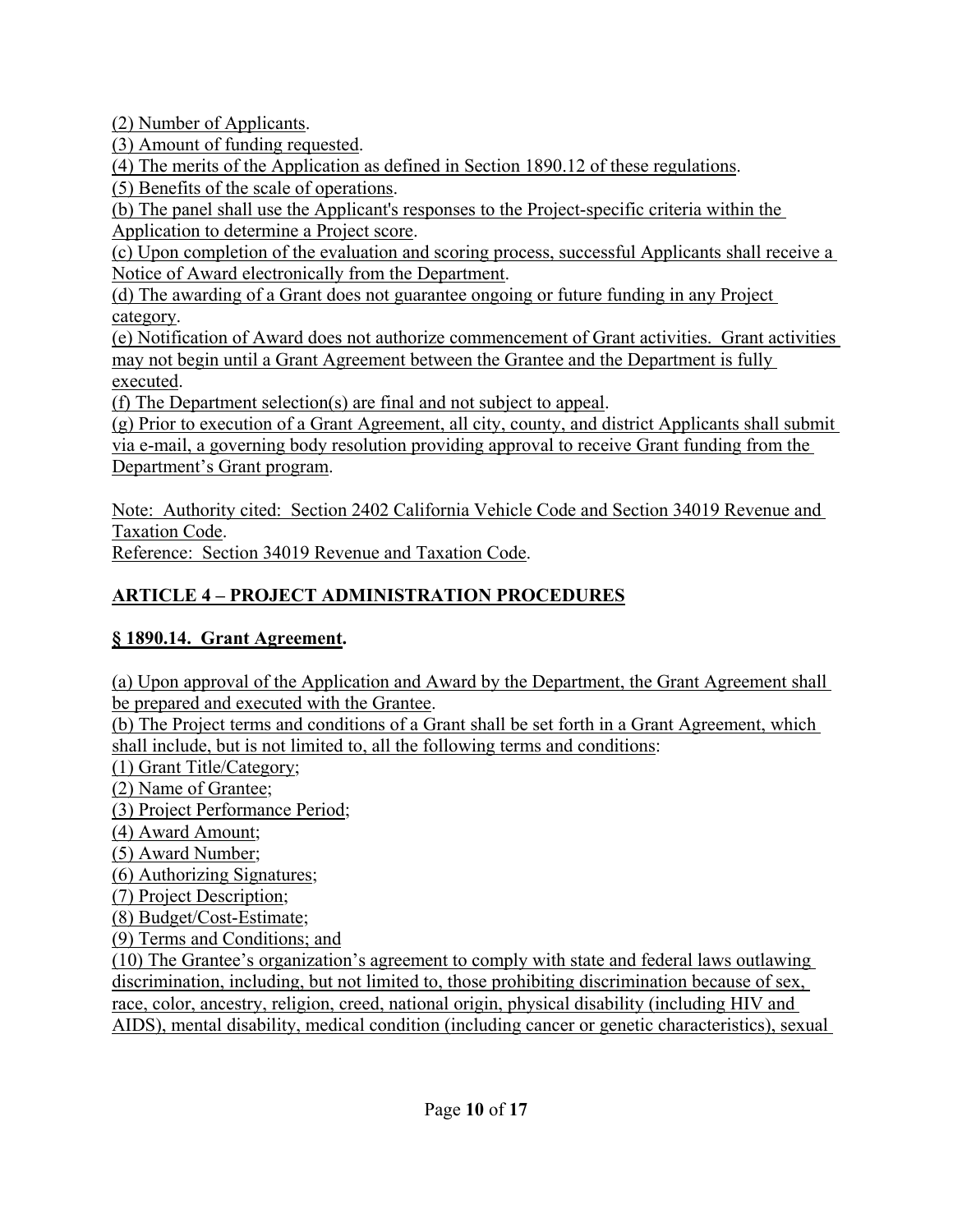(2) Number of Applicants.
(3) Amount of funding requested.
(4) The merits of the Application as defined in Section 1890.12 of these regulations.
(5) Benefits of the scale of operations.
(b) The panel shall use the Applicant's responses to the Project-specific criteria within the Application to determine a Project score.
(c) Upon completion of the evaluation and scoring process, successful Applicants shall receive a Notice of Award electronically from the Department.
(d) The awarding of a Grant does not guarantee ongoing or future funding in any Project category.
(e) Notification of Award does not authorize commencement of Grant activities. Grant activities may not begin until a Grant Agreement between the Grantee and the Department is fully executed.
(f) The Department selection(s) are final and not subject to appeal.
(g) Prior to execution of a Grant Agreement, all city, county, and district Applicants shall submit via e-mail, a governing body resolution providing approval to receive Grant funding from the Department's Grant program.

Note: Authority cited: Section 2402 California Vehicle Code and Section 34019 Revenue and Taxation Code.
Reference: Section 34019 Revenue and Taxation Code.

## ARTICLE 4 – PROJECT ADMINISTRATION PROCEDURES

### § 1890.14. Grant Agreement.

(a) Upon approval of the Application and Award by the Department, the Grant Agreement shall be prepared and executed with the Grantee.
(b) The Project terms and conditions of a Grant shall be set forth in a Grant Agreement, which shall include, but is not limited to, all the following terms and conditions:
(1) Grant Title/Category;
(2) Name of Grantee;
(3) Project Performance Period;
(4) Award Amount;
(5) Award Number;
(6) Authorizing Signatures;
(7) Project Description;
(8) Budget/Cost-Estimate;
(9) Terms and Conditions; and
(10) The Grantee's organization's agreement to comply with state and federal laws outlawing discrimination, including, but not limited to, those prohibiting discrimination because of sex, race, color, ancestry, religion, creed, national origin, physical disability (including HIV and AIDS), mental disability, medical condition (including cancer or genetic characteristics), sexual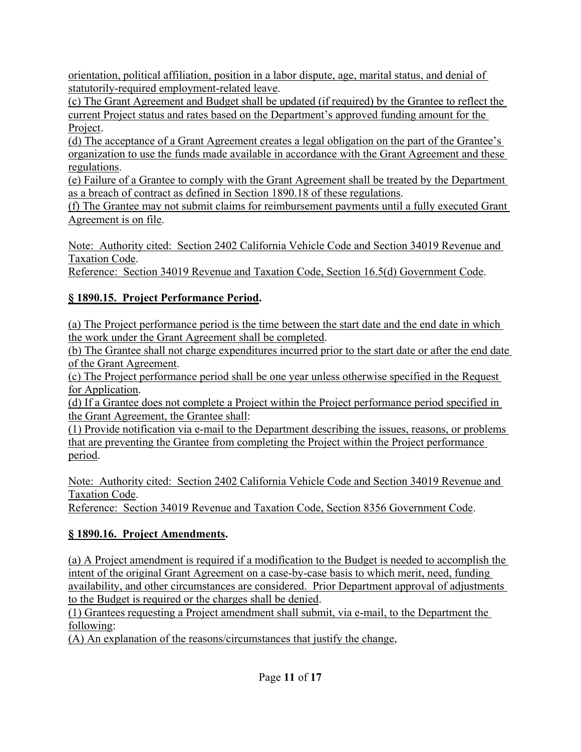orientation, political affiliation, position in a labor dispute, age, marital status, and denial of statutorily-required employment-related leave.

(c) The Grant Agreement and Budget shall be updated (if required) by the Grantee to reflect the current Project status and rates based on the Department's approved funding amount for the Project.

(d) The acceptance of a Grant Agreement creates a legal obligation on the part of the Grantee's organization to use the funds made available in accordance with the Grant Agreement and these regulations.

(e) Failure of a Grantee to comply with the Grant Agreement shall be treated by the Department as a breach of contract as defined in Section 1890.18 of these regulations.

(f) The Grantee may not submit claims for reimbursement payments until a fully executed Grant Agreement is on file.

Note: Authority cited: Section 2402 California Vehicle Code and Section 34019 Revenue and Taxation Code.
Reference: Section 34019 Revenue and Taxation Code, Section 16.5(d) Government Code.

## § 1890.15. Project Performance Period.

(a) The Project performance period is the time between the start date and the end date in which the work under the Grant Agreement shall be completed.

(b) The Grantee shall not charge expenditures incurred prior to the start date or after the end date of the Grant Agreement.

(c) The Project performance period shall be one year unless otherwise specified in the Request for Application.

(d) If a Grantee does not complete a Project within the Project performance period specified in the Grant Agreement, the Grantee shall:

(1) Provide notification via e-mail to the Department describing the issues, reasons, or problems that are preventing the Grantee from completing the Project within the Project performance period.

Note: Authority cited: Section 2402 California Vehicle Code and Section 34019 Revenue and Taxation Code.
Reference: Section 34019 Revenue and Taxation Code, Section 8356 Government Code.

## § 1890.16. Project Amendments.

(a) A Project amendment is required if a modification to the Budget is needed to accomplish the intent of the original Grant Agreement on a case-by-case basis to which merit, need, funding availability, and other circumstances are considered. Prior Department approval of adjustments to the Budget is required or the charges shall be denied.

(1) Grantees requesting a Project amendment shall submit, via e-mail, to the Department the following:

(A) An explanation of the reasons/circumstances that justify the change,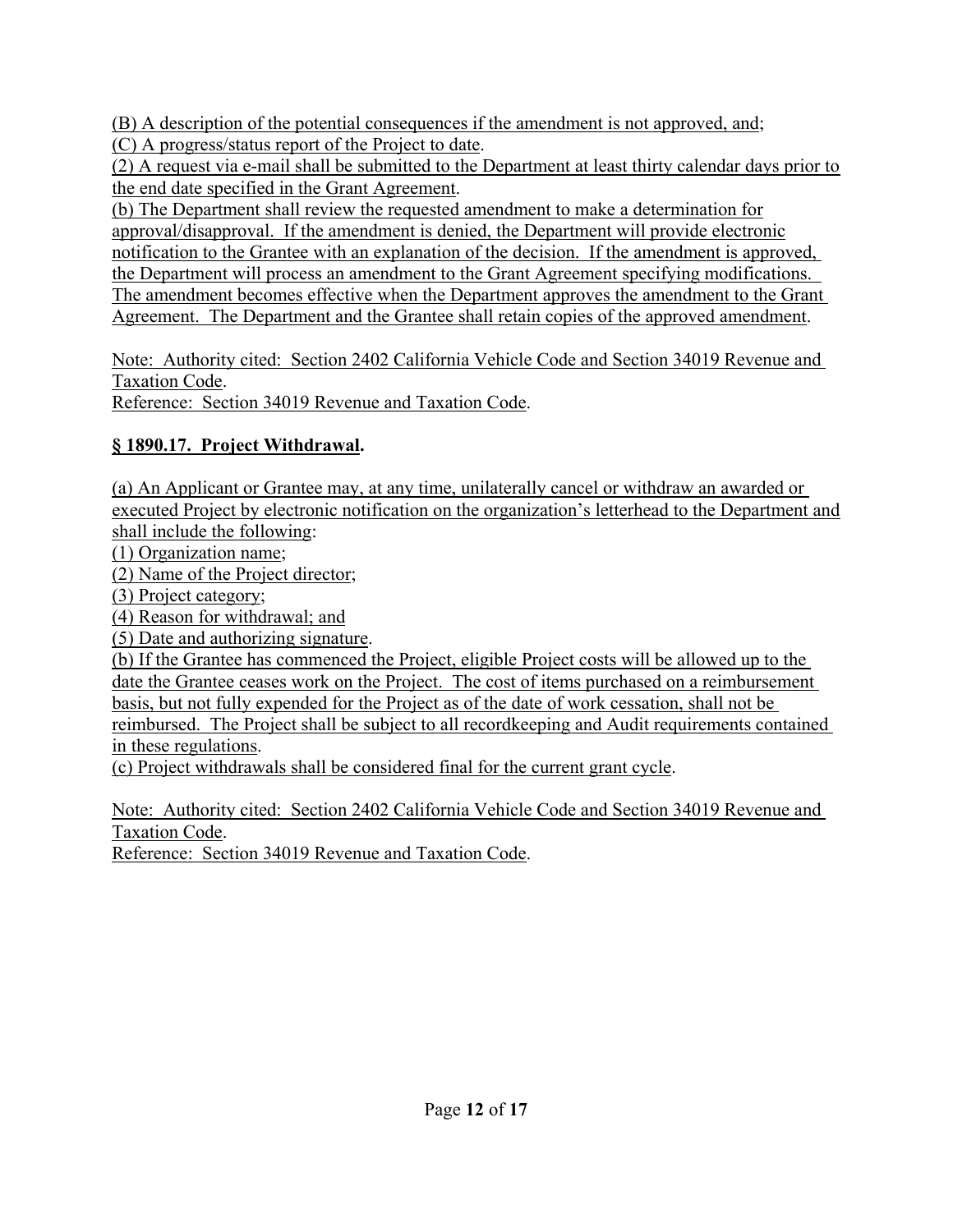(B) A description of the potential consequences if the amendment is not approved, and;
(C) A progress/status report of the Project to date.
(2) A request via e-mail shall be submitted to the Department at least thirty calendar days prior to the end date specified in the Grant Agreement.
(b) The Department shall review the requested amendment to make a determination for approval/disapproval. If the amendment is denied, the Department will provide electronic notification to the Grantee with an explanation of the decision. If the amendment is approved, the Department will process an amendment to the Grant Agreement specifying modifications. The amendment becomes effective when the Department approves the amendment to the Grant Agreement. The Department and the Grantee shall retain copies of the approved amendment.

Note: Authority cited: Section 2402 California Vehicle Code and Section 34019 Revenue and Taxation Code.
Reference: Section 34019 Revenue and Taxation Code.

**§ 1890.17. Project Withdrawal.**

(a) An Applicant or Grantee may, at any time, unilaterally cancel or withdraw an awarded or executed Project by electronic notification on the organization's letterhead to the Department and shall include the following:
(1) Organization name;
(2) Name of the Project director;
(3) Project category;
(4) Reason for withdrawal; and
(5) Date and authorizing signature.
(b) If the Grantee has commenced the Project, eligible Project costs will be allowed up to the date the Grantee ceases work on the Project. The cost of items purchased on a reimbursement basis, but not fully expended for the Project as of the date of work cessation, shall not be reimbursed. The Project shall be subject to all recordkeeping and Audit requirements contained in these regulations.
(c) Project withdrawals shall be considered final for the current grant cycle.

Note: Authority cited: Section 2402 California Vehicle Code and Section 34019 Revenue and Taxation Code.
Reference: Section 34019 Revenue and Taxation Code.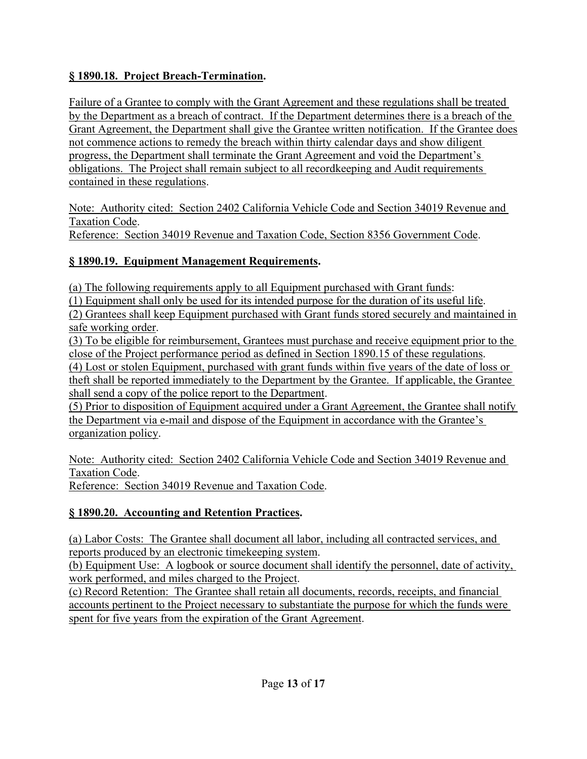### **§ 1890.18. Project Breach-Termination.**

Failure of a Grantee to comply with the Grant Agreement and these regulations shall be treated by the Department as a breach of contract. If the Department determines there is a breach of the Grant Agreement, the Department shall give the Grantee written notification. If the Grantee does not commence actions to remedy the breach within thirty calendar days and show diligent progress, the Department shall terminate the Grant Agreement and void the Department's obligations. The Project shall remain subject to all recordkeeping and Audit requirements contained in these regulations.

Note: Authority cited: Section 2402 California Vehicle Code and Section 34019 Revenue and Taxation Code.
Reference: Section 34019 Revenue and Taxation Code, Section 8356 Government Code.

### **§ 1890.19. Equipment Management Requirements.**

(a) The following requirements apply to all Equipment purchased with Grant funds:
(1) Equipment shall only be used for its intended purpose for the duration of its useful life.
(2) Grantees shall keep Equipment purchased with Grant funds stored securely and maintained in safe working order.
(3) To be eligible for reimbursement, Grantees must purchase and receive equipment prior to the close of the Project performance period as defined in Section 1890.15 of these regulations.
(4) Lost or stolen Equipment, purchased with grant funds within five years of the date of loss or theft shall be reported immediately to the Department by the Grantee. If applicable, the Grantee shall send a copy of the police report to the Department.
(5) Prior to disposition of Equipment acquired under a Grant Agreement, the Grantee shall notify the Department via e-mail and dispose of the Equipment in accordance with the Grantee's organization policy.

Note: Authority cited: Section 2402 California Vehicle Code and Section 34019 Revenue and Taxation Code.
Reference: Section 34019 Revenue and Taxation Code.

### **§ 1890.20. Accounting and Retention Practices.**

(a) Labor Costs: The Grantee shall document all labor, including all contracted services, and reports produced by an electronic timekeeping system.
(b) Equipment Use: A logbook or source document shall identify the personnel, date of activity, work performed, and miles charged to the Project.
(c) Record Retention: The Grantee shall retain all documents, records, receipts, and financial accounts pertinent to the Project necessary to substantiate the purpose for which the funds were spent for five years from the expiration of the Grant Agreement.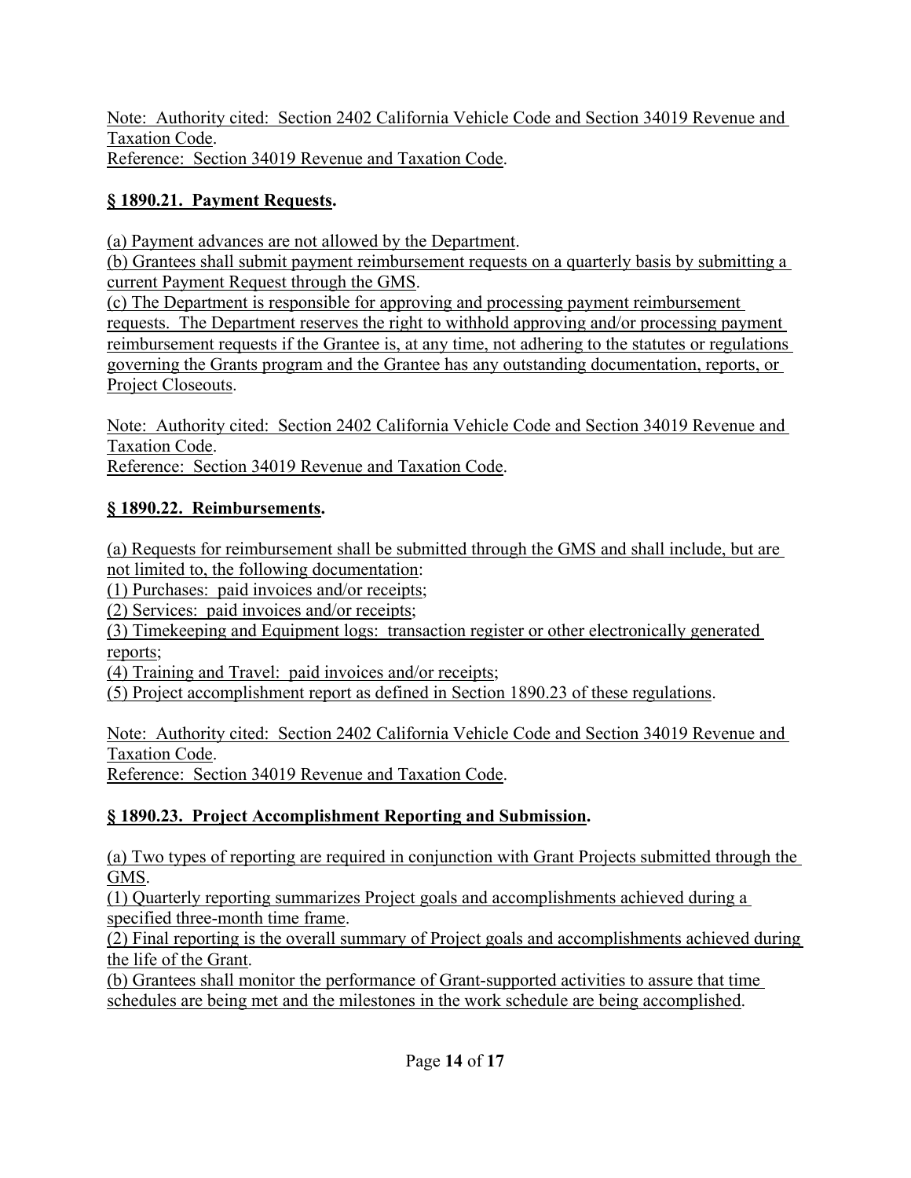Note: Authority cited: Section 2402 California Vehicle Code and Section 34019 Revenue and Taxation Code.
Reference: Section 34019 Revenue and Taxation Code.

### § 1890.21. Payment Requests.

(a) Payment advances are not allowed by the Department.
(b) Grantees shall submit payment reimbursement requests on a quarterly basis by submitting a current Payment Request through the GMS.
(c) The Department is responsible for approving and processing payment reimbursement requests. The Department reserves the right to withhold approving and/or processing payment reimbursement requests if the Grantee is, at any time, not adhering to the statutes or regulations governing the Grants program and the Grantee has any outstanding documentation, reports, or Project Closeouts.

Note: Authority cited: Section 2402 California Vehicle Code and Section 34019 Revenue and Taxation Code.
Reference: Section 34019 Revenue and Taxation Code.

### § 1890.22. Reimbursements.

(a) Requests for reimbursement shall be submitted through the GMS and shall include, but are not limited to, the following documentation:
(1) Purchases: paid invoices and/or receipts;
(2) Services: paid invoices and/or receipts;
(3) Timekeeping and Equipment logs: transaction register or other electronically generated reports;
(4) Training and Travel: paid invoices and/or receipts;
(5) Project accomplishment report as defined in Section 1890.23 of these regulations.

Note: Authority cited: Section 2402 California Vehicle Code and Section 34019 Revenue and Taxation Code.
Reference: Section 34019 Revenue and Taxation Code.

### § 1890.23. Project Accomplishment Reporting and Submission.

(a) Two types of reporting are required in conjunction with Grant Projects submitted through the GMS.
(1) Quarterly reporting summarizes Project goals and accomplishments achieved during a specified three-month time frame.
(2) Final reporting is the overall summary of Project goals and accomplishments achieved during the life of the Grant.
(b) Grantees shall monitor the performance of Grant-supported activities to assure that time schedules are being met and the milestones in the work schedule are being accomplished.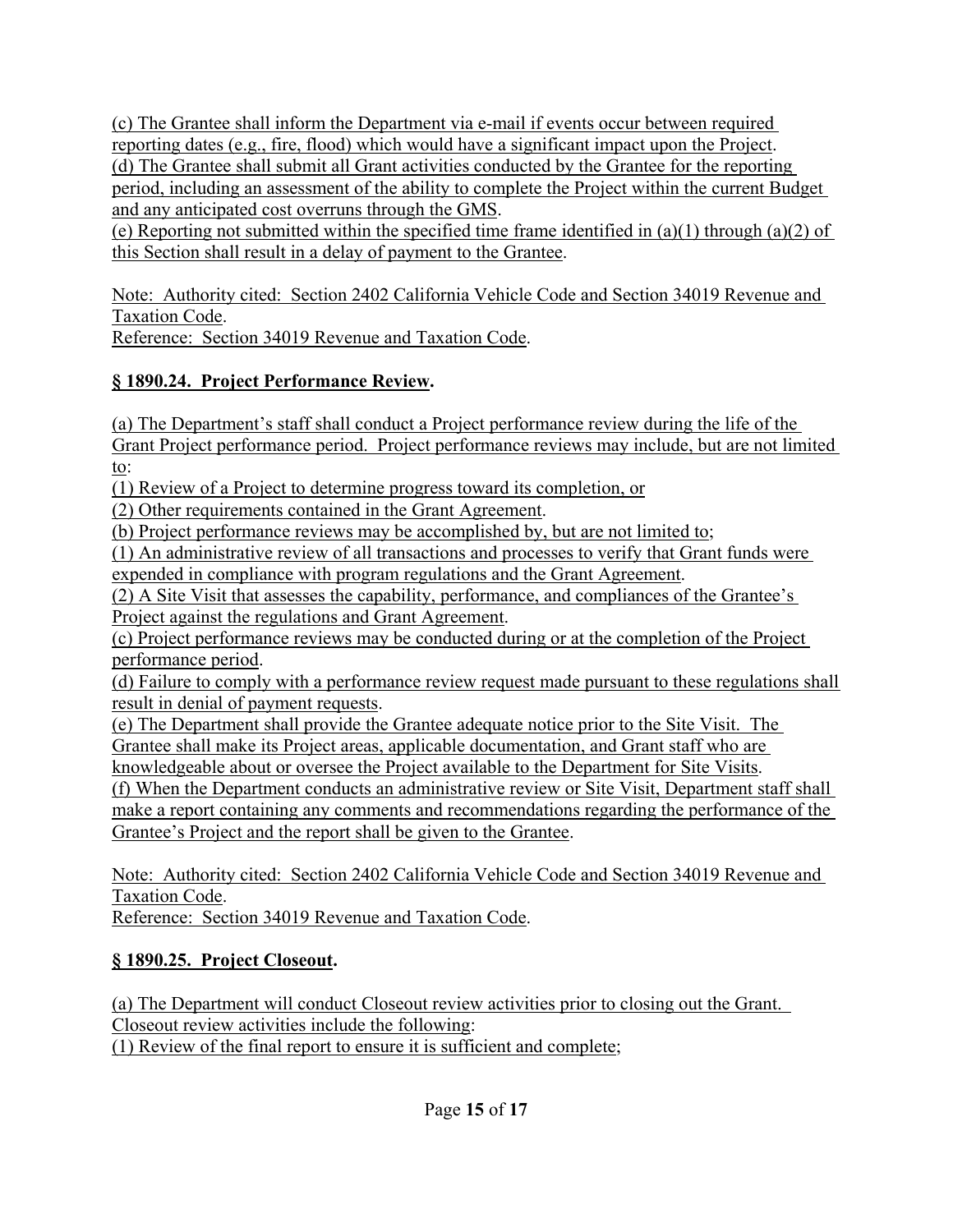(c) The Grantee shall inform the Department via e-mail if events occur between required reporting dates (e.g., fire, flood) which would have a significant impact upon the Project.
(d) The Grantee shall submit all Grant activities conducted by the Grantee for the reporting period, including an assessment of the ability to complete the Project within the current Budget and any anticipated cost overruns through the GMS.
(e) Reporting not submitted within the specified time frame identified in (a)(1) through (a)(2) of this Section shall result in a delay of payment to the Grantee.

Note: Authority cited: Section 2402 California Vehicle Code and Section 34019 Revenue and Taxation Code.
Reference: Section 34019 Revenue and Taxation Code.

**§ 1890.24. Project Performance Review.**

(a) The Department's staff shall conduct a Project performance review during the life of the Grant Project performance period. Project performance reviews may include, but are not limited to:
(1) Review of a Project to determine progress toward its completion, or
(2) Other requirements contained in the Grant Agreement.
(b) Project performance reviews may be accomplished by, but are not limited to;
(1) An administrative review of all transactions and processes to verify that Grant funds were expended in compliance with program regulations and the Grant Agreement.
(2) A Site Visit that assesses the capability, performance, and compliances of the Grantee's Project against the regulations and Grant Agreement.
(c) Project performance reviews may be conducted during or at the completion of the Project performance period.
(d) Failure to comply with a performance review request made pursuant to these regulations shall result in denial of payment requests.
(e) The Department shall provide the Grantee adequate notice prior to the Site Visit. The Grantee shall make its Project areas, applicable documentation, and Grant staff who are knowledgeable about or oversee the Project available to the Department for Site Visits.
(f) When the Department conducts an administrative review or Site Visit, Department staff shall make a report containing any comments and recommendations regarding the performance of the Grantee's Project and the report shall be given to the Grantee.

Note: Authority cited: Section 2402 California Vehicle Code and Section 34019 Revenue and Taxation Code.
Reference: Section 34019 Revenue and Taxation Code.

**§ 1890.25. Project Closeout.**

(a) The Department will conduct Closeout review activities prior to closing out the Grant. Closeout review activities include the following:
(1) Review of the final report to ensure it is sufficient and complete;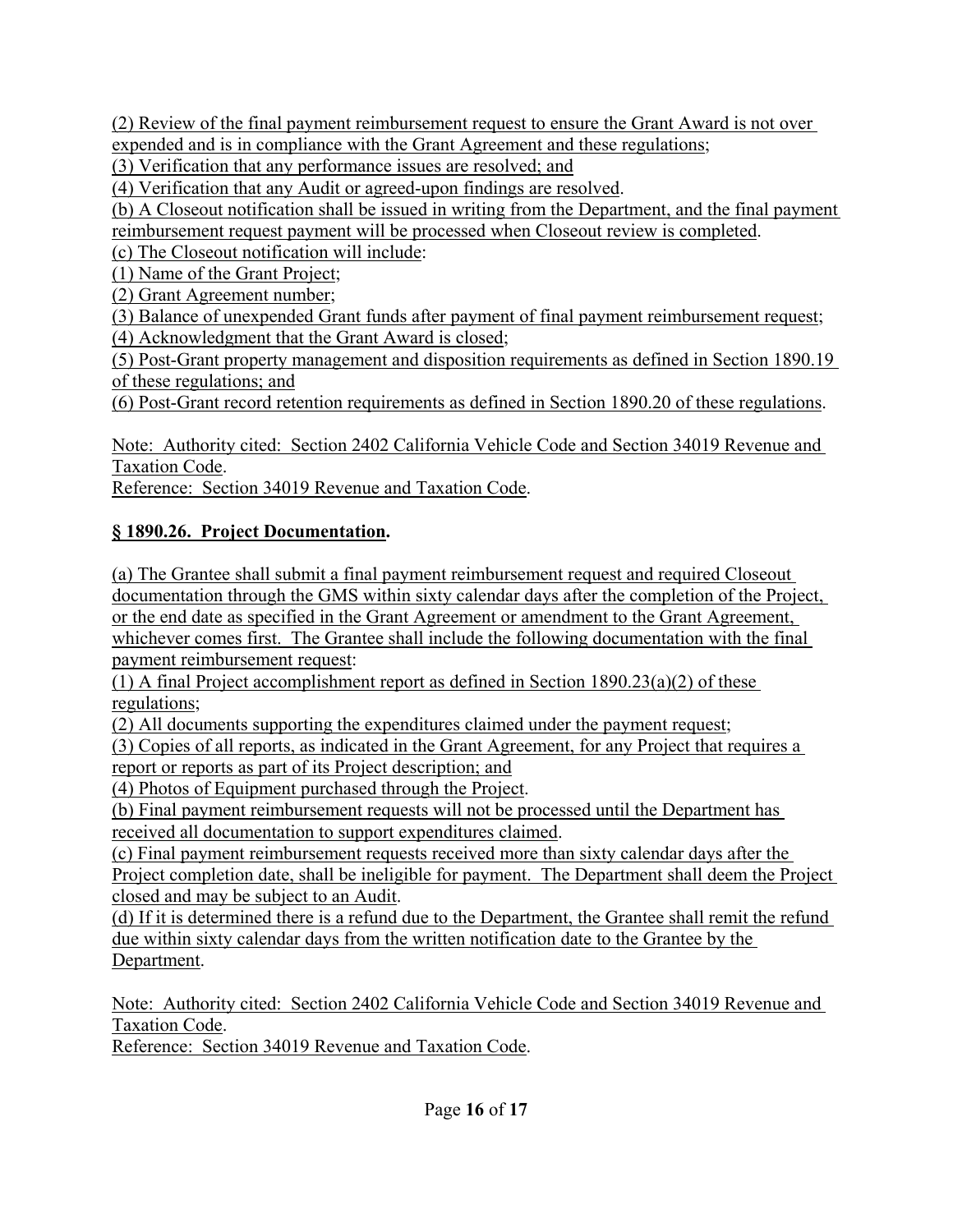(2) Review of the final payment reimbursement request to ensure the Grant Award is not over expended and is in compliance with the Grant Agreement and these regulations;

(3) Verification that any performance issues are resolved; and

(4) Verification that any Audit or agreed-upon findings are resolved.

(b) A Closeout notification shall be issued in writing from the Department, and the final payment reimbursement request payment will be processed when Closeout review is completed.

(c) The Closeout notification will include:

(1) Name of the Grant Project;

(2) Grant Agreement number;

(3) Balance of unexpended Grant funds after payment of final payment reimbursement request;

(4) Acknowledgment that the Grant Award is closed;

(5) Post-Grant property management and disposition requirements as defined in Section 1890.19 of these regulations; and

(6) Post-Grant record retention requirements as defined in Section 1890.20 of these regulations.

Note: Authority cited: Section 2402 California Vehicle Code and Section 34019 Revenue and Taxation Code.
Reference: Section 34019 Revenue and Taxation Code.

## § 1890.26. Project Documentation.

(a) The Grantee shall submit a final payment reimbursement request and required Closeout documentation through the GMS within sixty calendar days after the completion of the Project, or the end date as specified in the Grant Agreement or amendment to the Grant Agreement, whichever comes first. The Grantee shall include the following documentation with the final payment reimbursement request:

(1) A final Project accomplishment report as defined in Section 1890.23(a)(2) of these regulations;

(2) All documents supporting the expenditures claimed under the payment request;

(3) Copies of all reports, as indicated in the Grant Agreement, for any Project that requires a report or reports as part of its Project description; and

(4) Photos of Equipment purchased through the Project.

(b) Final payment reimbursement requests will not be processed until the Department has received all documentation to support expenditures claimed.

(c) Final payment reimbursement requests received more than sixty calendar days after the Project completion date, shall be ineligible for payment. The Department shall deem the Project closed and may be subject to an Audit.

(d) If it is determined there is a refund due to the Department, the Grantee shall remit the refund due within sixty calendar days from the written notification date to the Grantee by the Department.

Note: Authority cited: Section 2402 California Vehicle Code and Section 34019 Revenue and Taxation Code.
Reference: Section 34019 Revenue and Taxation Code.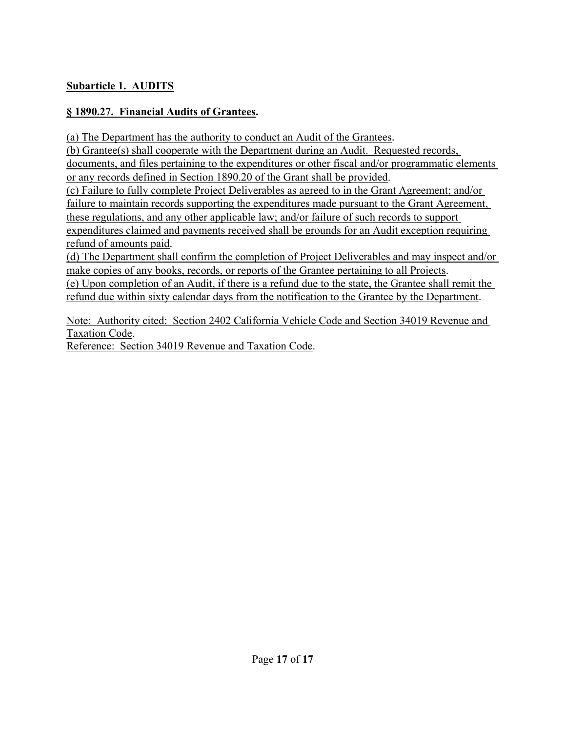**Subarticle 1. AUDITS**

**§ 1890.27. Financial Audits of Grantees.**

(a) The Department has the authority to conduct an Audit of the Grantees.
(b) Grantee(s) shall cooperate with the Department during an Audit. Requested records, documents, and files pertaining to the expenditures or other fiscal and/or programmatic elements or any records defined in Section 1890.20 of the Grant shall be provided.
(c) Failure to fully complete Project Deliverables as agreed to in the Grant Agreement; and/or failure to maintain records supporting the expenditures made pursuant to the Grant Agreement, these regulations, and any other applicable law; and/or failure of such records to support expenditures claimed and payments received shall be grounds for an Audit exception requiring refund of amounts paid.
(d) The Department shall confirm the completion of Project Deliverables and may inspect and/or make copies of any books, records, or reports of the Grantee pertaining to all Projects.
(e) Upon completion of an Audit, if there is a refund due to the state, the Grantee shall remit the refund due within sixty calendar days from the notification to the Grantee by the Department.

Note: Authority cited: Section 2402 California Vehicle Code and Section 34019 Revenue and Taxation Code.
Reference: Section 34019 Revenue and Taxation Code.